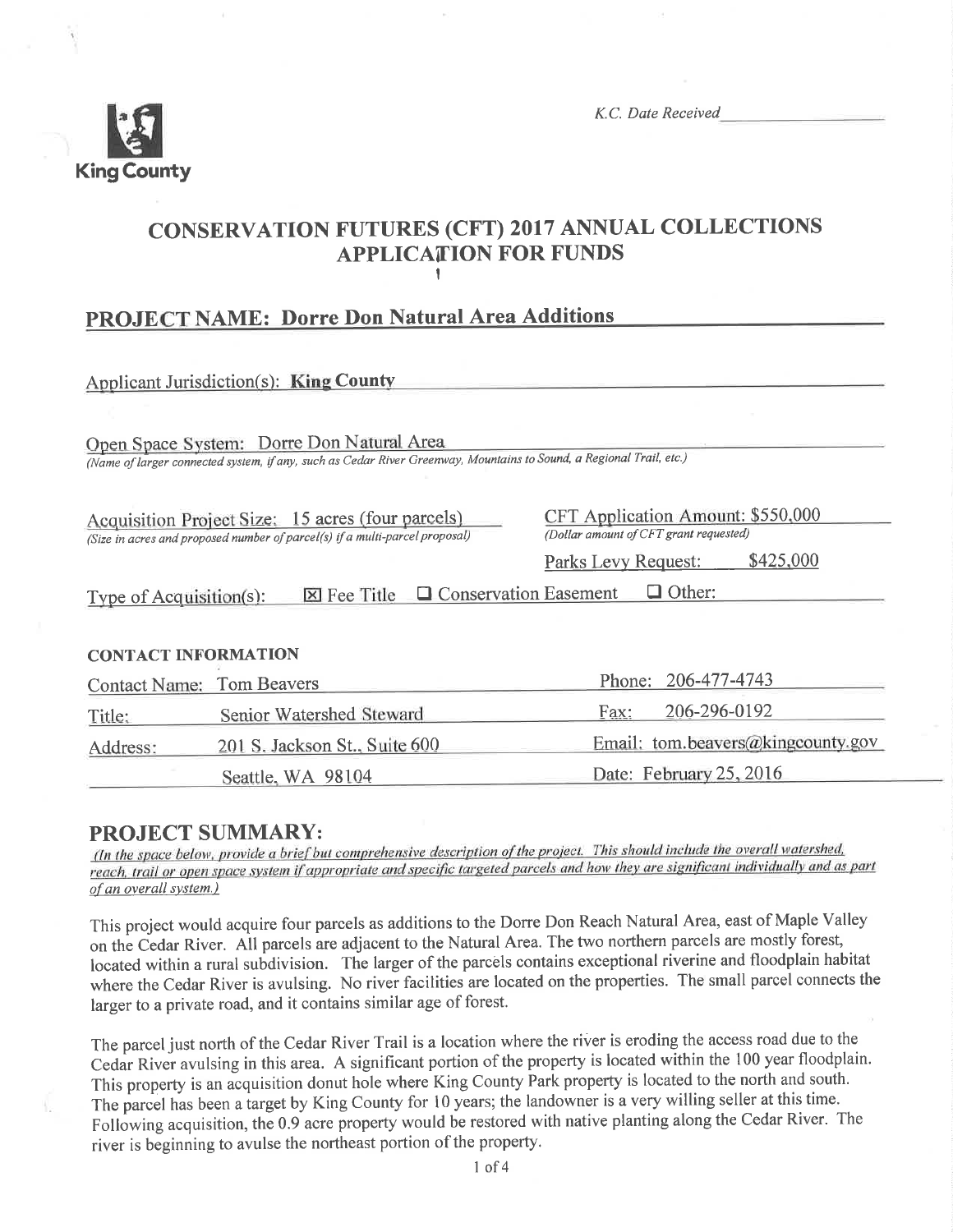King County

*K.C. Date Received*

# CONSERVATION FUTURES (CFT) 2017 ANNUAL COLLECTIONS APPLICATION FOR FUNDS

## PROJECT NAME: Dorre Don Natural Area Additions

Applicant Jurisdiction(s): **King County**

Open Space System: Dorre Don Natural Area
*(Name of larger connected system, if any, such as Cedar River Greenway, Mountains to Sound, a Regional Trail, etc.)*

Acquisition Project Size: 15 acres (four parcels)
*(Size in acres and proposed number of parcel(s) if a multi-parcel proposal)*

CFT Application Amount: $550,000
*(Dollar amount of CFT grant requested)*

Parks Levy Request: $425,000

Type of Acquisition(s): ☒ Fee Title ☐ Conservation Easement ☐ Other:

### CONTACT INFORMATION

| | | | |
|---|---|---|---|
| Contact Name: | Tom Beavers | Phone: | 206-477-4743 |
| Title: | Senior Watershed Steward | Fax: | 206-296-0192 |
| Address: | 201 S. Jackson St., Suite 600 | Email: | tom.beavers@kingcounty.gov |
| | Seattle, WA 98104 | Date: | February 25, 2016 |

## PROJECT SUMMARY:

*(In the space below, provide a brief but comprehensive description of the project. This should include the overall watershed, reach, trail or open space system if appropriate and specific targeted parcels and how they are significant individually and as part of an overall system.)*

This project would acquire four parcels as additions to the Dorre Don Reach Natural Area, east of Maple Valley on the Cedar River. All parcels are adjacent to the Natural Area. The two northern parcels are mostly forest, located within a rural subdivision. The larger of the parcels contains exceptional riverine and floodplain habitat where the Cedar River is avulsing. No river facilities are located on the properties. The small parcel connects the larger to a private road, and it contains similar age of forest.

The parcel just north of the Cedar River Trail is a location where the river is eroding the access road due to the Cedar River avulsing in this area. A significant portion of the property is located within the 100 year floodplain. This property is an acquisition donut hole where King County Park property is located to the north and south. The parcel has been a target by King County for 10 years; the landowner is a very willing seller at this time. Following acquisition, the 0.9 acre property would be restored with native planting along the Cedar River. The river is beginning to avulse the northeast portion of the property.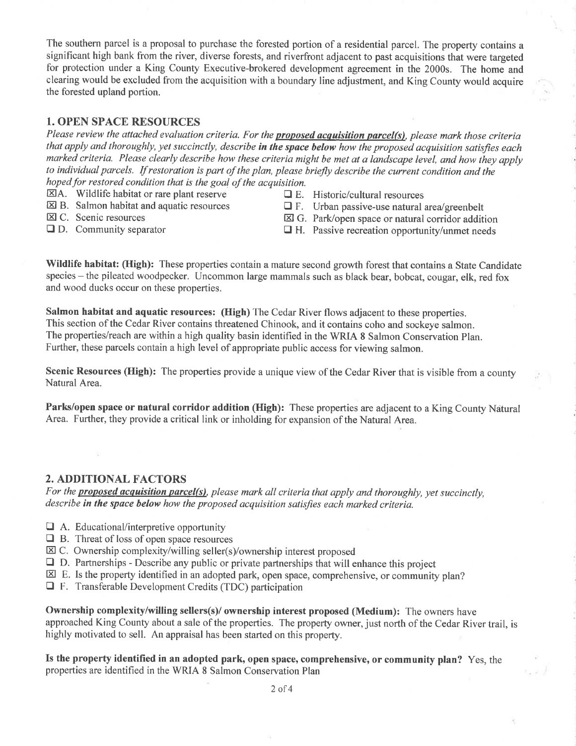The southern parcel is a proposal to purchase the forested portion of a residential parcel. The property contains a significant high bank from the river, diverse forests, and riverfront adjacent to past acquisitions that were targeted for protection under a King County Executive-brokered development agreement in the 2000s. The home and clearing would be excluded from the acquisition with a boundary line adjustment, and King County would acquire the forested upland portion.

## 1. OPEN SPACE RESOURCES

*Please review the attached evaluation criteria. For the* ***proposed acquisition parcel(s)****, please mark those criteria that apply and thoroughly, yet succinctly, describe* ***in the space below*** *how the proposed acquisition satisfies each marked criteria. Please clearly describe how these criteria might be met at a landscape level, and how they apply to individual parcels. If restoration is part of the plan, please briefly describe the current condition and the hoped for restored condition that is the goal of the acquisition.*

- ☒ A. Wildlife habitat or rare plant reserve
- ☒ B. Salmon habitat and aquatic resources
- ☒ C. Scenic resources
- ☐ D. Community separator
- ☐ E. Historic/cultural resources
- ☐ F. Urban passive-use natural area/greenbelt
- ☒ G. Park/open space or natural corridor addition
- ☐ H. Passive recreation opportunity/unmet needs

**Wildlife habitat: (High):** These properties contain a mature second growth forest that contains a State Candidate species – the pileated woodpecker. Uncommon large mammals such as black bear, bobcat, cougar, elk, red fox and wood ducks occur on these properties.

**Salmon habitat and aquatic resources: (High)** The Cedar River flows adjacent to these properties. This section of the Cedar River contains threatened Chinook, and it contains coho and sockeye salmon. The properties/reach are within a high quality basin identified in the WRIA 8 Salmon Conservation Plan. Further, these parcels contain a high level of appropriate public access for viewing salmon.

**Scenic Resources (High):** The properties provide a unique view of the Cedar River that is visible from a county Natural Area.

**Parks/open space or natural corridor addition (High):** These properties are adjacent to a King County Natural Area. Further, they provide a critical link or inholding for expansion of the Natural Area.

## 2. ADDITIONAL FACTORS

*For the* ***proposed acquisition parcel(s)****, please mark all criteria that apply and thoroughly, yet succinctly, describe* ***in the space below*** *how the proposed acquisition satisfies each marked criteria.*

- ☐ A. Educational/interpretive opportunity
- ☐ B. Threat of loss of open space resources
- ☒ C. Ownership complexity/willing seller(s)/ownership interest proposed
- ☐ D. Partnerships - Describe any public or private partnerships that will enhance this project
- ☒ E. Is the property identified in an adopted park, open space, comprehensive, or community plan?
- ☐ F. Transferable Development Credits (TDC) participation

**Ownership complexity/willing sellers(s)/ ownership interest proposed (Medium):** The owners have approached King County about a sale of the properties. The property owner, just north of the Cedar River trail, is highly motivated to sell. An appraisal has been started on this property.

**Is the property identified in an adopted park, open space, comprehensive, or community plan?** Yes, the properties are identified in the WRIA 8 Salmon Conservation Plan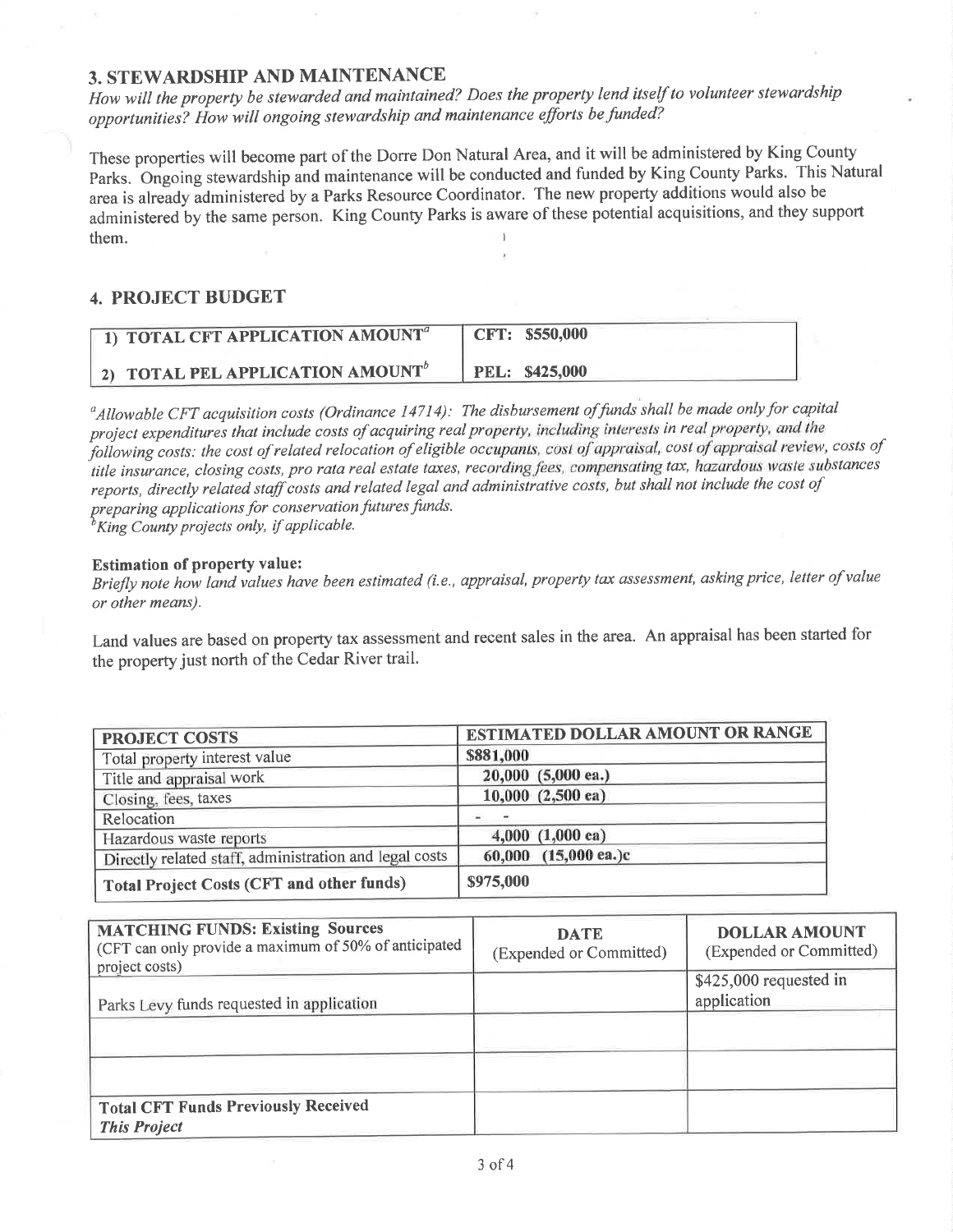## 3. STEWARDSHIP AND MAINTENANCE

*How will the property be stewarded and maintained? Does the property lend itself to volunteer stewardship opportunities? How will ongoing stewardship and maintenance efforts be funded?*

These properties will become part of the Dorre Don Natural Area, and it will be administered by King County Parks. Ongoing stewardship and maintenance will be conducted and funded by King County Parks. This Natural area is already administered by a Parks Resource Coordinator. The new property additions would also be administered by the same person. King County Parks is aware of these potential acquisitions, and they support them.

## 4. PROJECT BUDGET

| | |
|---|---|
| **1) TOTAL CFT APPLICATION AMOUNT**[a] | **CFT: $550,000** |
| **2) TOTAL PEL APPLICATION AMOUNT**[b] | **PEL: $425,000** |

[a] *Allowable CFT acquisition costs (Ordinance 14714): The disbursement of funds shall be made only for capital project expenditures that include costs of acquiring real property, including interests in real property, and the following costs: the cost of related relocation of eligible occupants, cost of appraisal, cost of appraisal review, costs of title insurance, closing costs, pro rata real estate taxes, recording fees, compensating tax, hazardous waste substances reports, directly related staff costs and related legal and administrative costs, but shall not include the cost of preparing applications for conservation futures funds.*

[b] *King County projects only, if applicable.*

**Estimation of property value:**

*Briefly note how land values have been estimated (i.e., appraisal, property tax assessment, asking price, letter of value or other means).*

Land values are based on property tax assessment and recent sales in the area. An appraisal has been started for the property just north of the Cedar River trail.

| PROJECT COSTS | ESTIMATED DOLLAR AMOUNT OR RANGE |
|---|---|
| Total property interest value | $881,000 |
| Title and appraisal work | 20,000 (5,000 ea.) |
| Closing, fees, taxes | 10,000 (2,500 ea) |
| Relocation | - - |
| Hazardous waste reports | 4,000 (1,000 ea) |
| Directly related staff, administration and legal costs | 60,000 (15,000 ea.)c |
| **Total Project Costs (CFT and other funds)** | **$975,000** |

| **MATCHING FUNDS: Existing Sources** (CFT can only provide a maximum of 50% of anticipated project costs) | **DATE** (Expended or Committed) | **DOLLAR AMOUNT** (Expended or Committed) |
|---|---|---|
| Parks Levy funds requested in application | | $425,000 requested in application |
| | | |
| | | |
| **Total CFT Funds Previously Received** ***This Project*** | | |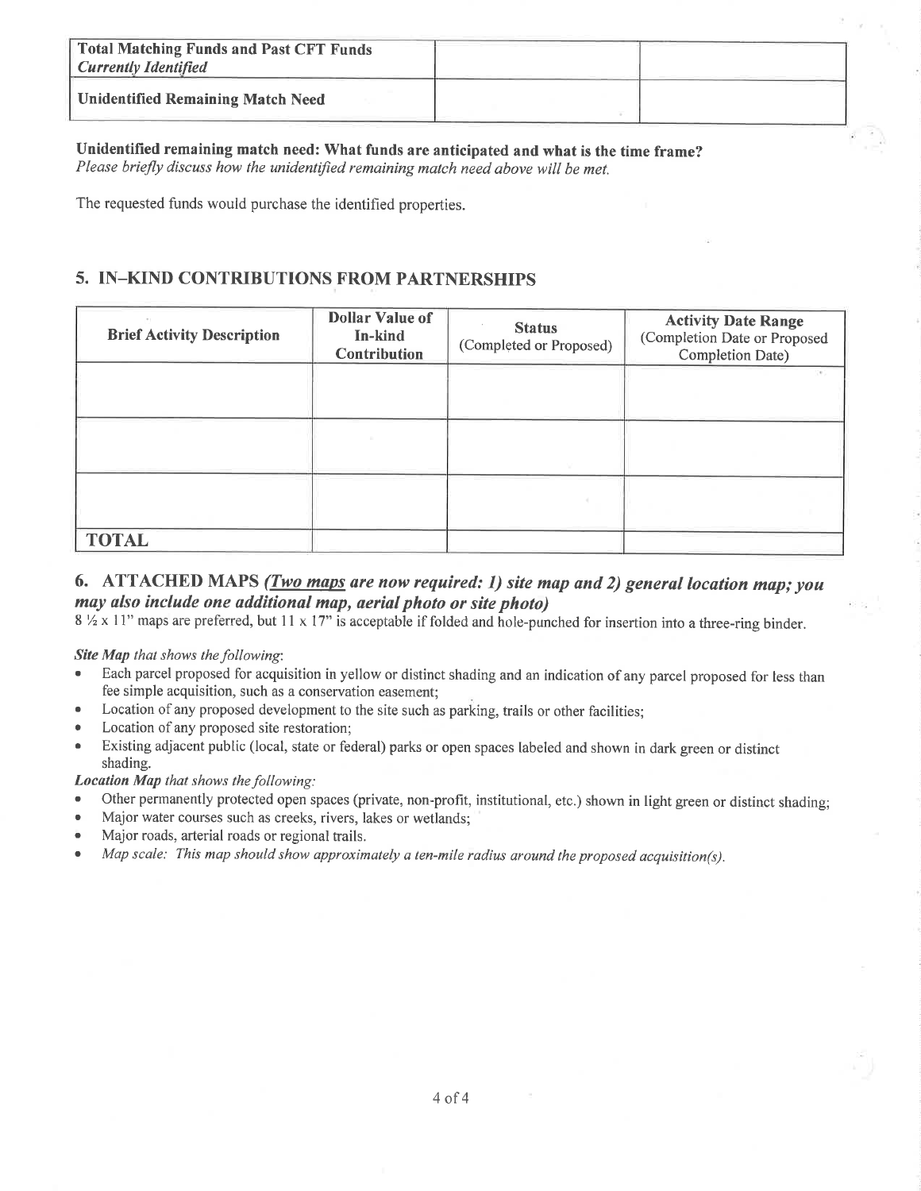| | | |
|---|---|---|
| **Total Matching Funds and Past CFT Funds** *Currently Identified* | | |
| **Unidentified Remaining Match Need** | | |

**Unidentified remaining match need: What funds are anticipated and what is the time frame?**
*Please briefly discuss how the unidentified remaining match need above will be met.*

The requested funds would purchase the identified properties.

## 5. IN–KIND CONTRIBUTIONS FROM PARTNERSHIPS

| Brief Activity Description | Dollar Value of In-kind Contribution | Status (Completed or Proposed) | Activity Date Range (Completion Date or Proposed Completion Date) |
|---|---|---|---|
| | | | |
| | | | |
| | | | |
| **TOTAL** | | | |

## 6. ATTACHED MAPS *(Two maps are now required: 1) site map and 2) general location map; you may also include one additional map, aerial photo or site photo)*

8 ½ x 11" maps are preferred, but 11 x 17" is acceptable if folded and hole-punched for insertion into a three-ring binder.

***Site Map*** *that shows the following:*

- Each parcel proposed for acquisition in yellow or distinct shading and an indication of any parcel proposed for less than fee simple acquisition, such as a conservation easement;
- Location of any proposed development to the site such as parking, trails or other facilities;
- Location of any proposed site restoration;
- Existing adjacent public (local, state or federal) parks or open spaces labeled and shown in dark green or distinct shading.

***Location Map*** *that shows the following:*

- Other permanently protected open spaces (private, non-profit, institutional, etc.) shown in light green or distinct shading;
- Major water courses such as creeks, rivers, lakes or wetlands;
- Major roads, arterial roads or regional trails.
- *Map scale: This map should show approximately a ten-mile radius around the proposed acquisition(s).*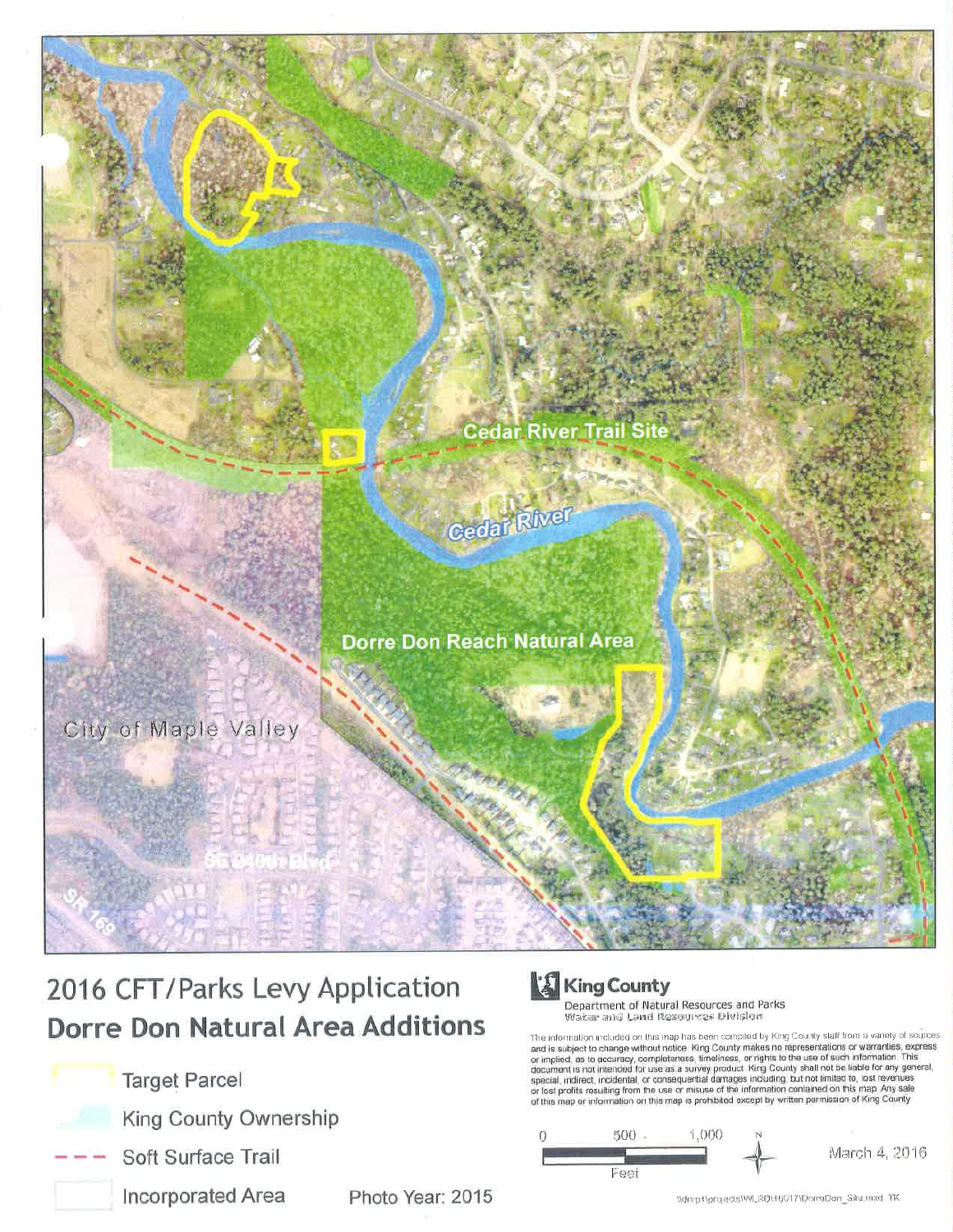Cedar River Trail Site

Cedar River

Dorre Don Reach Natural Area

City of Maple Valley

SE 240th Blvd

SR 169

## 2016 CFT/Parks Levy Application

## Dorre Don Natural Area Additions

- Target Parcel
- King County Ownership
- Soft Surface Trail
- Incorporated Area

Photo Year: 2015

**King County**

Department of Natural Resources and Parks
Water and Land Resources Division

The information included on this map has been compiled by King County staff from a variety of sources and is subject to change without notice. King County makes no representations or warranties, express or implied, as to accuracy, completeness, timeliness, or rights to the use of such information. This document is not intended for use as a survey product. King County shall not be liable for any general, special, indirect, incidental, or consequential damages including, but not limited to, lost revenues or lost profits resulting from the use or misuse of the information contained on this map. Any sale of this map or information on this map is prohibited except by written permission of King County.

0 500 1,000
Feet

N

March 4, 2016

\\dnrp1\projects\WLRD\16017\DorreDon_Site.mxd TK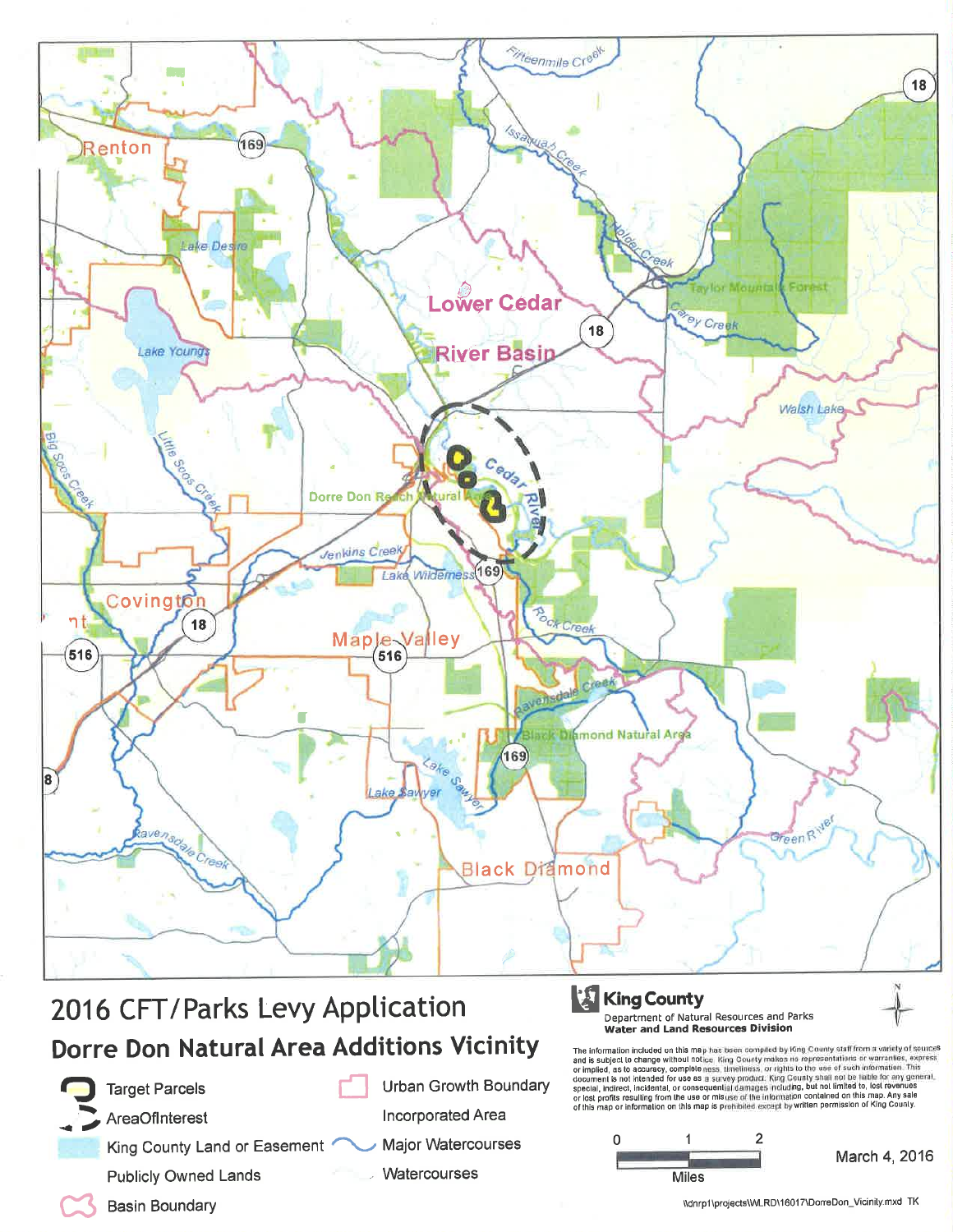Fifteenmile Creek

18

Renton

169

Issaquah Creek

Lake Desire

Holder Creek

Taylor Mountain Forest

Lower Cedar

River Basin

18

Carey Creek

Lake Youngs

Walsh Lake

Big Soos Creek

Little Soos Creek

Cedar River

Dorre Don Reach Natural Area

Jenkins Creek

Lake Wilderness

169

Covington

18

516

Maple Valley

516

Rock Creek

Ravensdale Creek

Black Diamond Natural Area

169

Lake Sawyer

Lake Sawyer

Ravensdale Creek

Green River

Black Diamond

# 2016 CFT/Parks Levy Application

## Dorre Don Natural Area Additions Vicinity

Target Parcels

AreaOfInterest

King County Land or Easement

Publicly Owned Lands

Basin Boundary

Urban Growth Boundary

Incorporated Area

Major Watercourses

Watercourses

**King County**

Department of Natural Resources and Parks

**Water and Land Resources Division**

The information included on this map has been compiled by King County staff from a variety of sources and is subject to change without notice. King County makes no representations or warranties, express or implied, as to accuracy, completeness, timeliness, or rights to the use of such information. This document is not intended for use as a survey product. King County shall not be liable for any general, special, indirect, incidental, or consequential damages including, but not limited to, lost revenues or lost profits resulting from the use or misuse of the information contained on this map. Any sale of this map or information on this map is prohibited except by written permission of King County.

0 1 2

Miles

March 4, 2016

\\dnrp1\projects\WLRD\16017\DorreDon_Vicinity.mxd TK